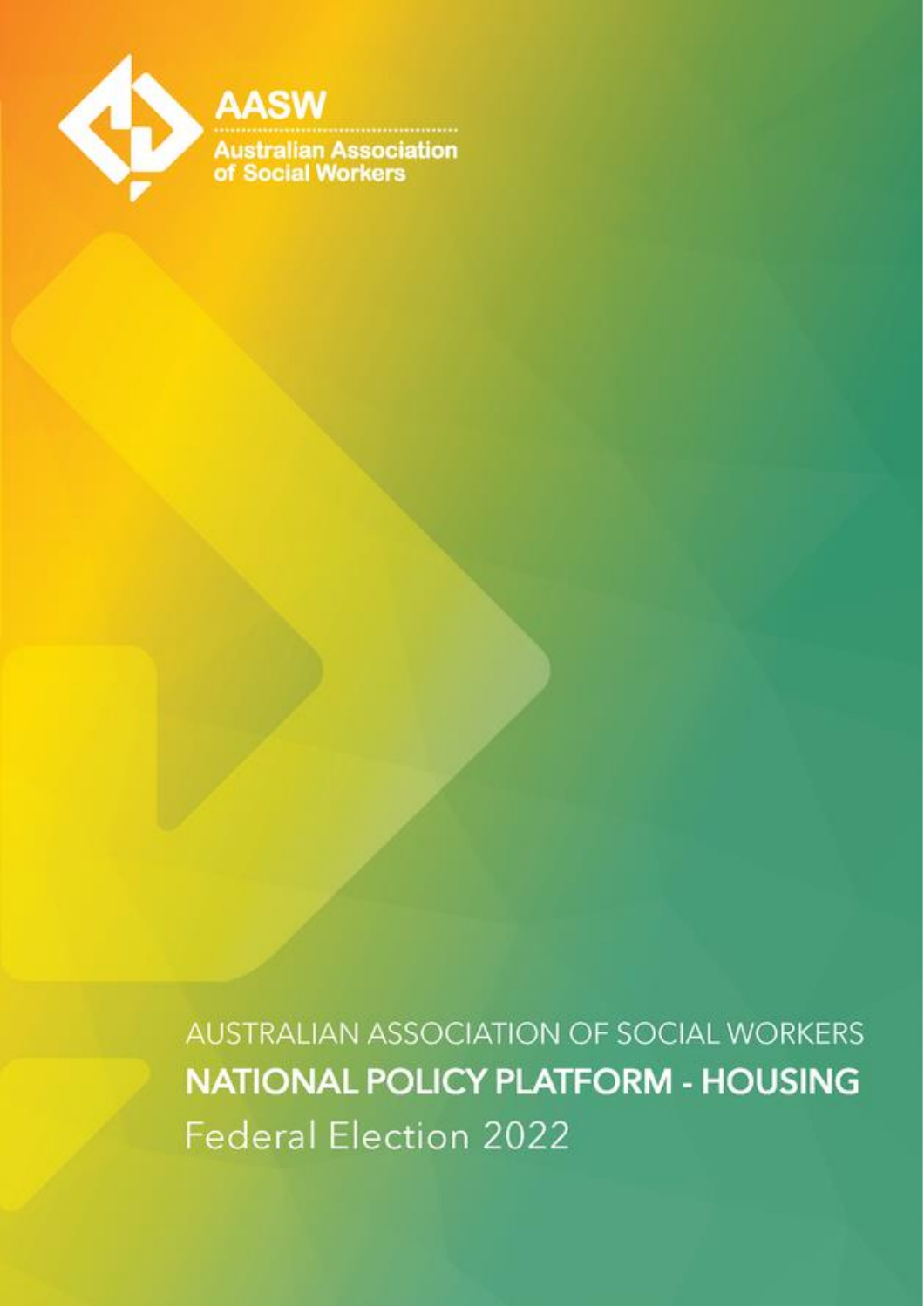AASW

Australian Association of Social Workers

AUSTRALIAN ASSOCIATION OF SOCIAL WORKERS

# NATIONAL POLICY PLATFORM - HOUSING

Federal Election 2022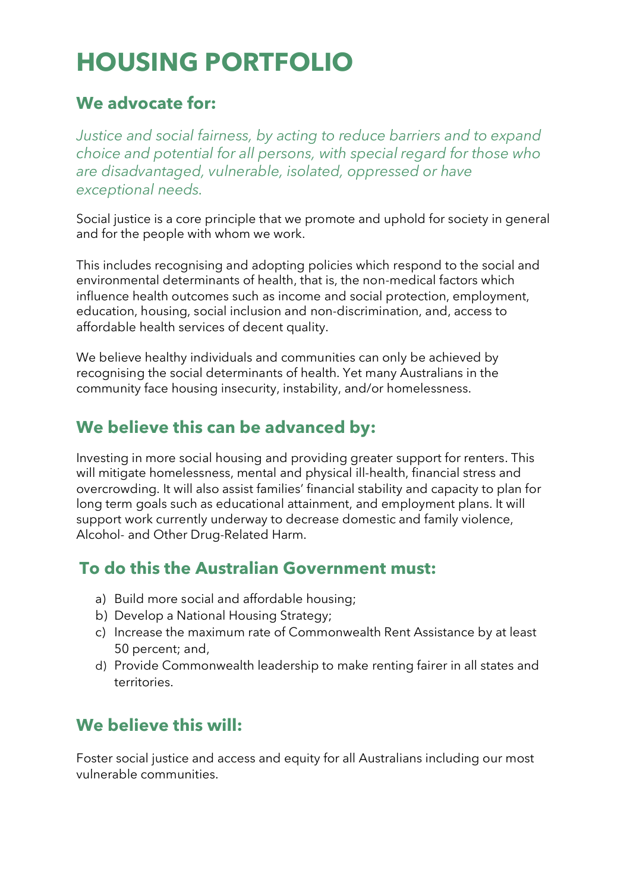# HOUSING PORTFOLIO

## We advocate for:

*Justice and social fairness, by acting to reduce barriers and to expand choice and potential for all persons, with special regard for those who are disadvantaged, vulnerable, isolated, oppressed or have exceptional needs.*

Social justice is a core principle that we promote and uphold for society in general and for the people with whom we work.

This includes recognising and adopting policies which respond to the social and environmental determinants of health, that is, the non-medical factors which influence health outcomes such as income and social protection, employment, education, housing, social inclusion and non-discrimination, and, access to affordable health services of decent quality.

We believe healthy individuals and communities can only be achieved by recognising the social determinants of health. Yet many Australians in the community face housing insecurity, instability, and/or homelessness.

## We believe this can be advanced by:

Investing in more social housing and providing greater support for renters. This will mitigate homelessness, mental and physical ill-health, financial stress and overcrowding. It will also assist families' financial stability and capacity to plan for long term goals such as educational attainment, and employment plans. It will support work currently underway to decrease domestic and family violence, Alcohol- and Other Drug-Related Harm.

## To do this the Australian Government must:

a) Build more social and affordable housing;
b) Develop a National Housing Strategy;
c) Increase the maximum rate of Commonwealth Rent Assistance by at least 50 percent; and,
d) Provide Commonwealth leadership to make renting fairer in all states and territories.

## We believe this will:

Foster social justice and access and equity for all Australians including our most vulnerable communities.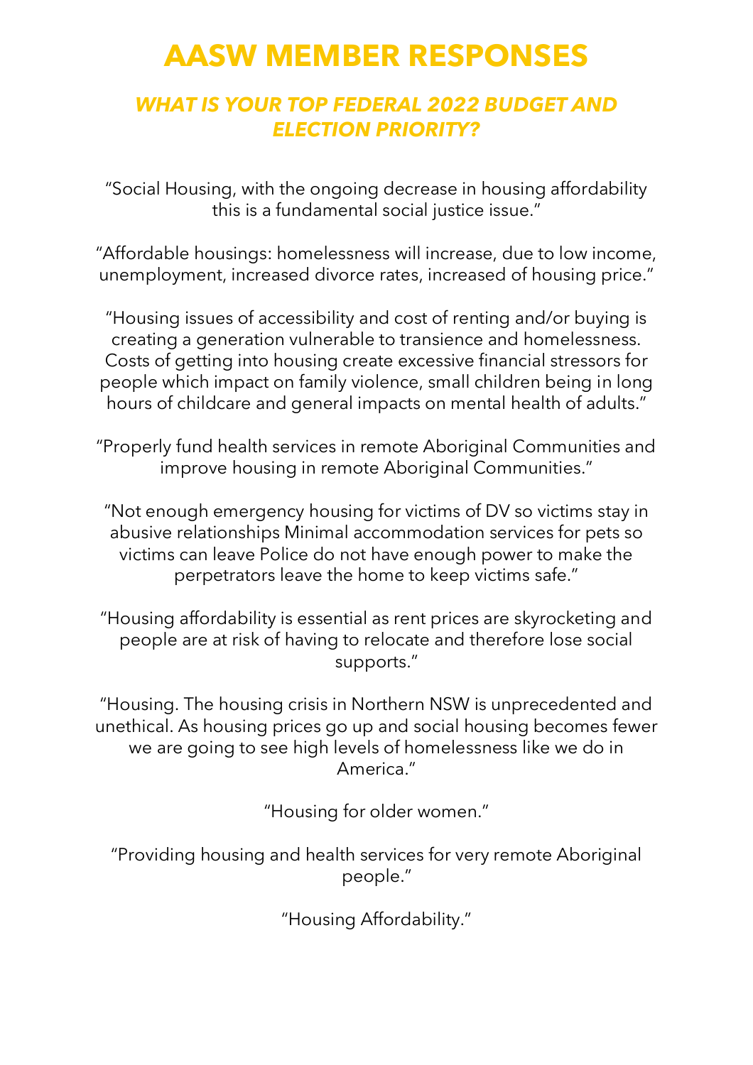# AASW MEMBER RESPONSES

## *WHAT IS YOUR TOP FEDERAL 2022 BUDGET AND ELECTION PRIORITY?*

"Social Housing, with the ongoing decrease in housing affordability this is a fundamental social justice issue."

"Affordable housings: homelessness will increase, due to low income, unemployment, increased divorce rates, increased of housing price."

"Housing issues of accessibility and cost of renting and/or buying is creating a generation vulnerable to transience and homelessness. Costs of getting into housing create excessive financial stressors for people which impact on family violence, small children being in long hours of childcare and general impacts on mental health of adults."

"Properly fund health services in remote Aboriginal Communities and improve housing in remote Aboriginal Communities."

"Not enough emergency housing for victims of DV so victims stay in abusive relationships Minimal accommodation services for pets so victims can leave Police do not have enough power to make the perpetrators leave the home to keep victims safe."

"Housing affordability is essential as rent prices are skyrocketing and people are at risk of having to relocate and therefore lose social supports."

"Housing. The housing crisis in Northern NSW is unprecedented and unethical. As housing prices go up and social housing becomes fewer we are going to see high levels of homelessness like we do in America."

"Housing for older women."

"Providing housing and health services for very remote Aboriginal people."

"Housing Affordability."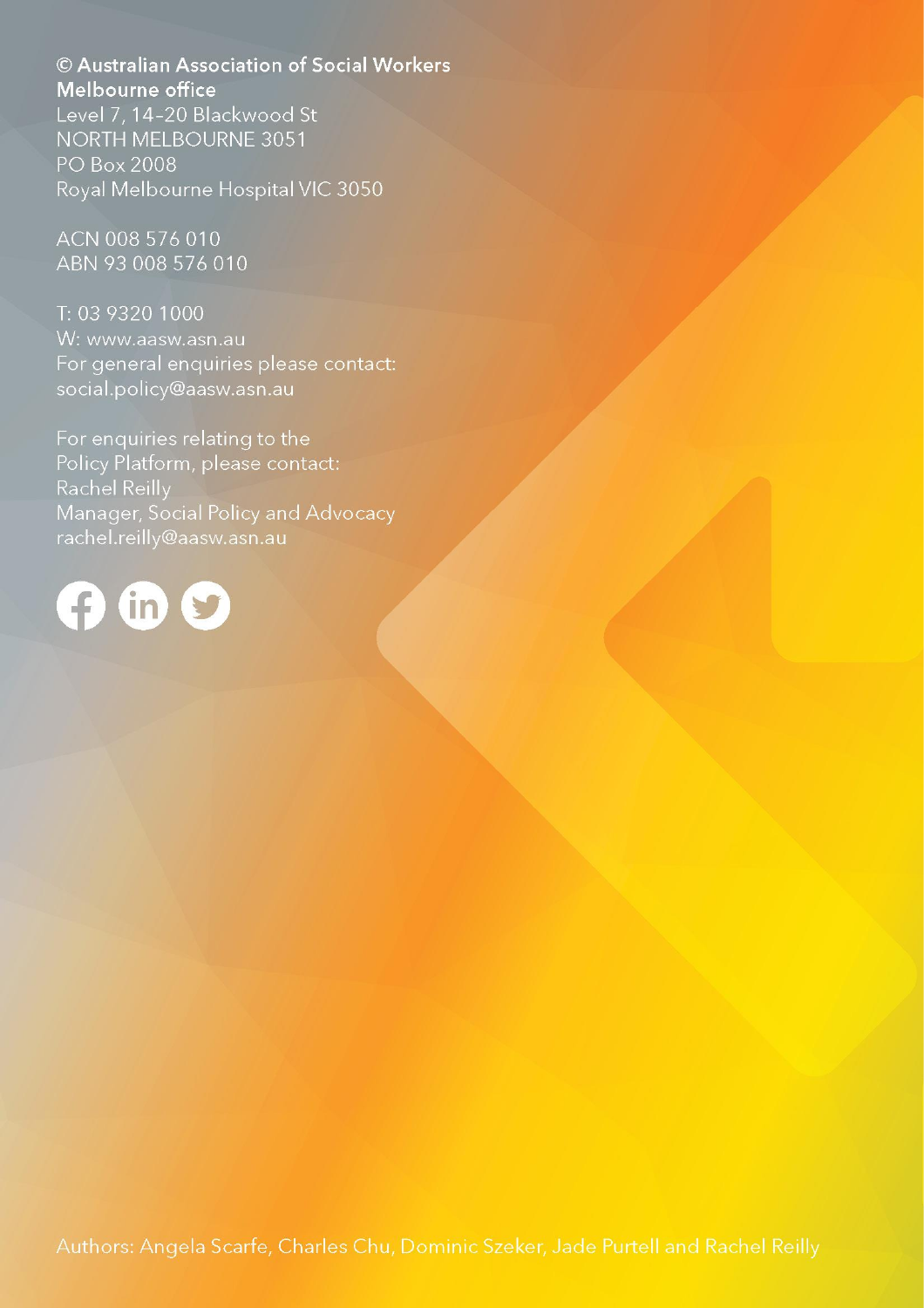**© Australian Association of Social Workers**
**Melbourne office**
Level 7, 14–20 Blackwood St
NORTH MELBOURNE 3051
PO Box 2008
Royal Melbourne Hospital VIC 3050

ACN 008 576 010
ABN 93 008 576 010

T: 03 9320 1000
W: www.aasw.asn.au
For general enquiries please contact:
social.policy@aasw.asn.au

For enquiries relating to the
Policy Platform, please contact:
Rachel Reilly
Manager, Social Policy and Advocacy
rachel.reilly@aasw.asn.au

Authors: Angela Scarfe, Charles Chu, Dominic Szeker, Jade Purtell and Rachel Reilly